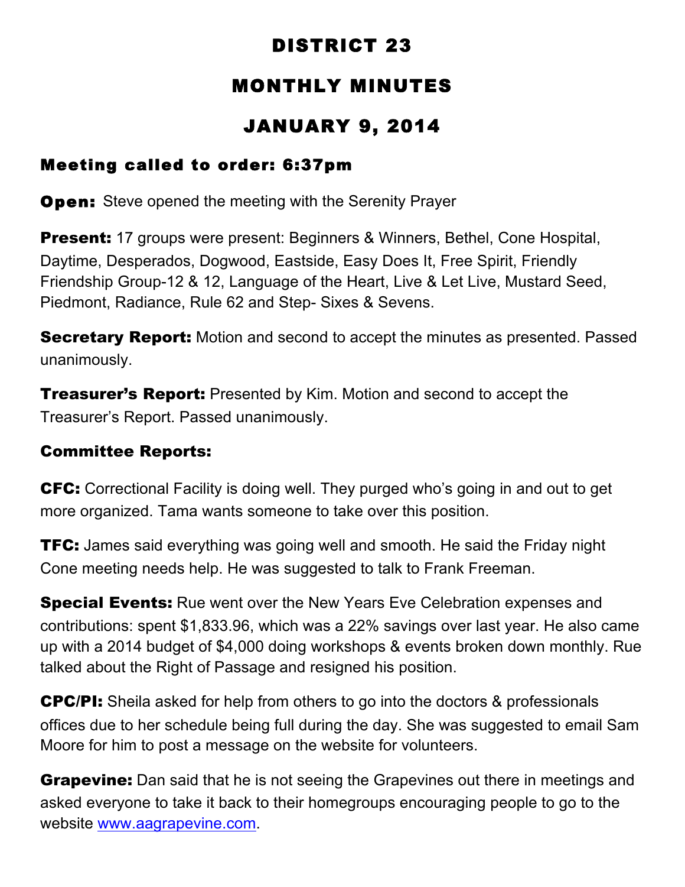# DISTRICT 23

# MONTHLY MINUTES

# JANUARY 9, 2014

### Meeting called to order: 6:37pm

**Open:** Steve opened the meeting with the Serenity Prayer

**Present:** 17 groups were present: Beginners & Winners, Bethel, Cone Hospital, Daytime, Desperados, Dogwood, Eastside, Easy Does It, Free Spirit, Friendly Friendship Group-12 & 12, Language of the Heart, Live & Let Live, Mustard Seed, Piedmont, Radiance, Rule 62 and Step- Sixes & Sevens.

**Secretary Report:** Motion and second to accept the minutes as presented. Passed unanimously.

**Treasurer's Report:** Presented by Kim. Motion and second to accept the Treasurer's Report. Passed unanimously.

### Committee Reports:

**CFC:** Correctional Facility is doing well. They purged who's going in and out to get more organized. Tama wants someone to take over this position.

**TFC:** James said everything was going well and smooth. He said the Friday night Cone meeting needs help. He was suggested to talk to Frank Freeman.

**Special Events:** Rue went over the New Years Eve Celebration expenses and contributions: spent $1,833.96, which was a 22% savings over last year. He also came up with a 2014 budget of $4,000 doing workshops & events broken down monthly. Rue talked about the Right of Passage and resigned his position.

**CPC/PI:** Sheila asked for help from others to go into the doctors & professionals offices due to her schedule being full during the day. She was suggested to email Sam Moore for him to post a message on the website for volunteers.

**Grapevine:** Dan said that he is not seeing the Grapevines out there in meetings and asked everyone to take it back to their homegroups encouraging people to go to the website [www.aagrapevine.com](http://www.aagrapevine.com).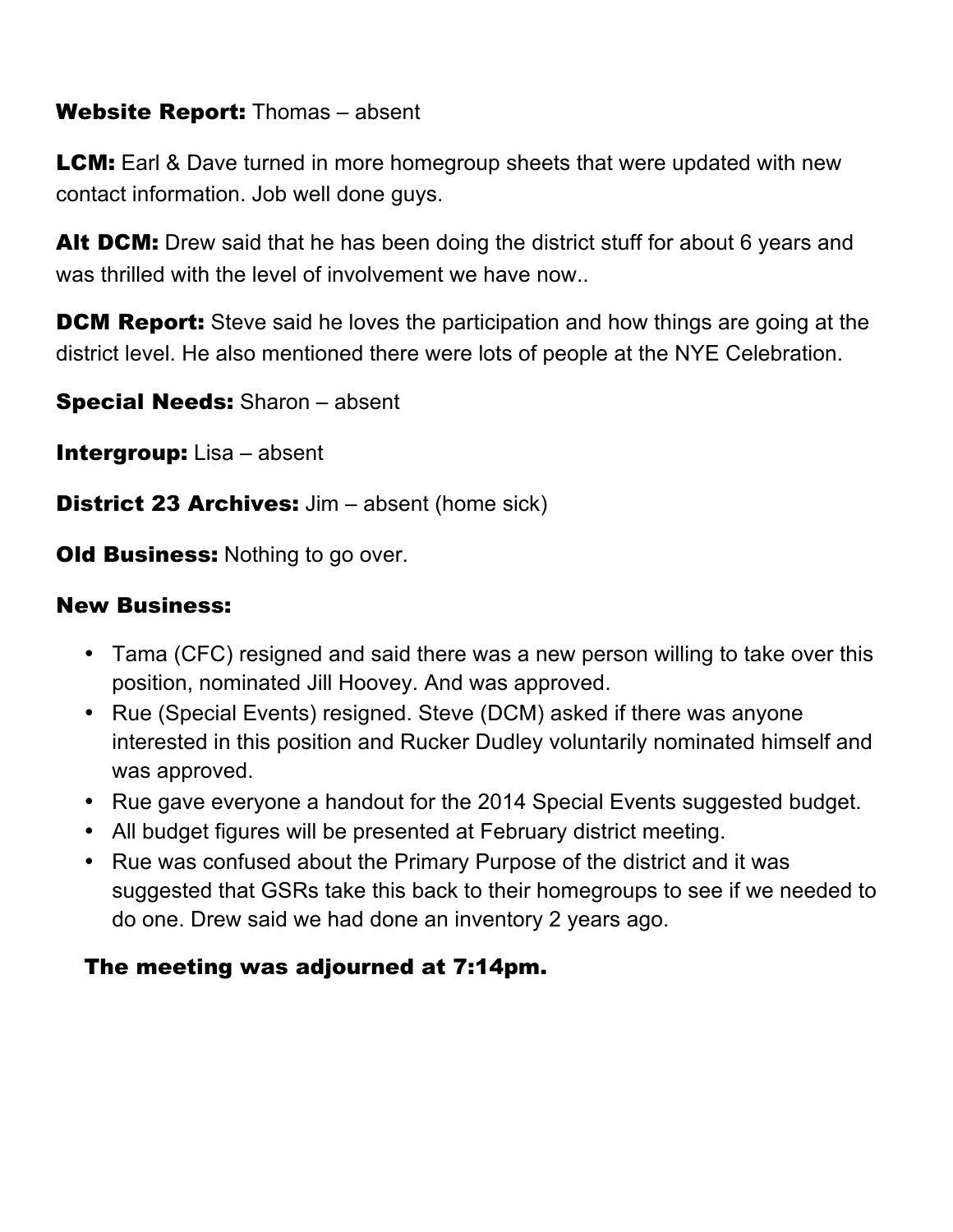**Website Report:** Thomas – absent

**LCM:** Earl & Dave turned in more homegroup sheets that were updated with new contact information. Job well done guys.

**Alt DCM:** Drew said that he has been doing the district stuff for about 6 years and was thrilled with the level of involvement we have now..

**DCM Report:** Steve said he loves the participation and how things are going at the district level. He also mentioned there were lots of people at the NYE Celebration.

**Special Needs:** Sharon – absent

**Intergroup:** Lisa – absent

**District 23 Archives:** Jim – absent (home sick)

**Old Business:** Nothing to go over.

**New Business:**

- Tama (CFC) resigned and said there was a new person willing to take over this position, nominated Jill Hoovey. And was approved.
- Rue (Special Events) resigned. Steve (DCM) asked if there was anyone interested in this position and Rucker Dudley voluntarily nominated himself and was approved.
- Rue gave everyone a handout for the 2014 Special Events suggested budget.
- All budget figures will be presented at February district meeting.
- Rue was confused about the Primary Purpose of the district and it was suggested that GSRs take this back to their homegroups to see if we needed to do one. Drew said we had done an inventory 2 years ago.

**The meeting was adjourned at 7:14pm.**